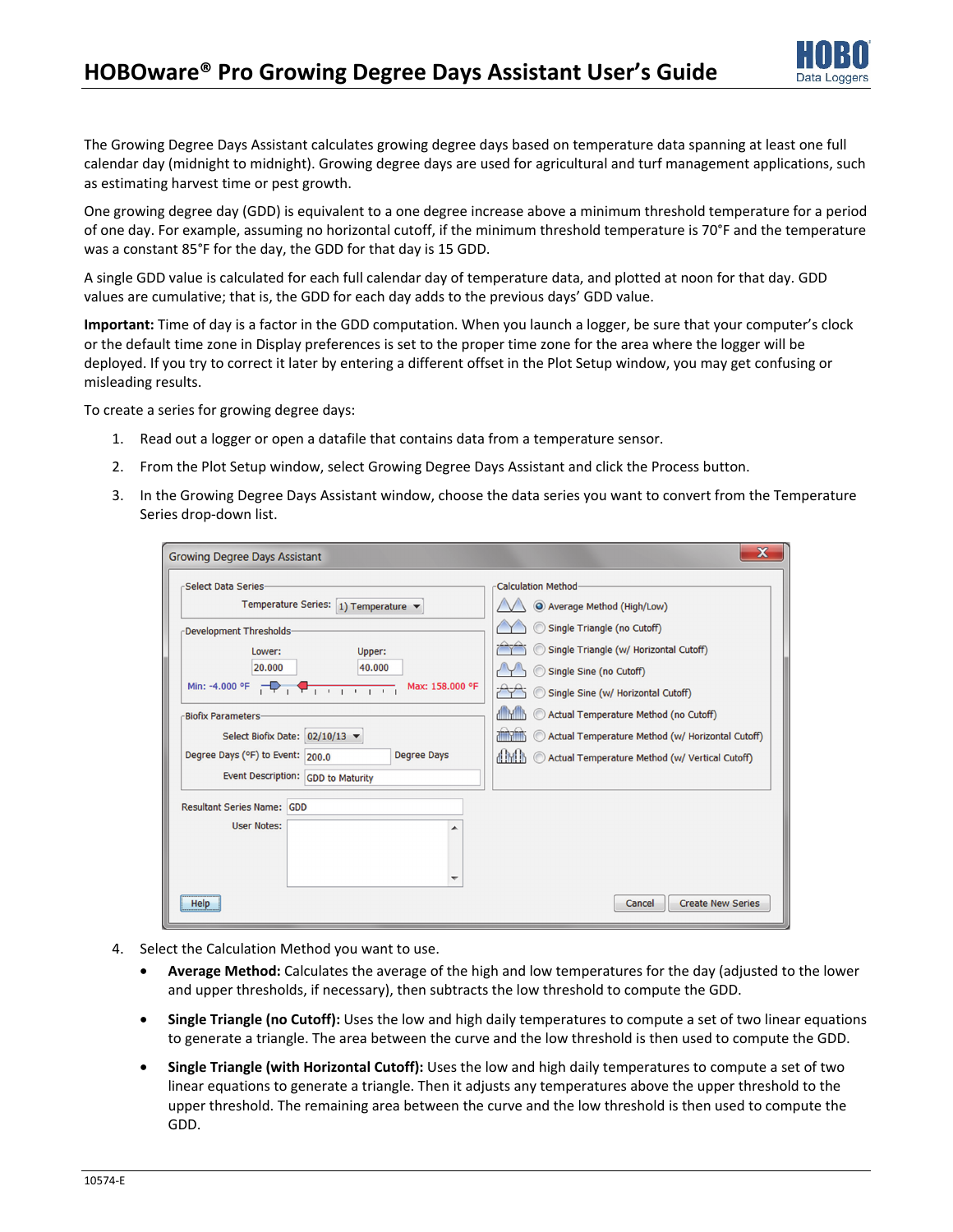# HOBOware® Pro Growing Degree Days Assistant User's Guide

The Growing Degree Days Assistant calculates growing degree days based on temperature data spanning at least one full calendar day (midnight to midnight). Growing degree days are used for agricultural and turf management applications, such as estimating harvest time or pest growth.

One growing degree day (GDD) is equivalent to a one degree increase above a minimum threshold temperature for a period of one day. For example, assuming no horizontal cutoff, if the minimum threshold temperature is 70°F and the temperature was a constant 85°F for the day, the GDD for that day is 15 GDD.

A single GDD value is calculated for each full calendar day of temperature data, and plotted at noon for that day. GDD values are cumulative; that is, the GDD for each day adds to the previous days' GDD value.

**Important:** Time of day is a factor in the GDD computation. When you launch a logger, be sure that your computer's clock or the default time zone in Display preferences is set to the proper time zone for the area where the logger will be deployed. If you try to correct it later by entering a different offset in the Plot Setup window, you may get confusing or misleading results.

To create a series for growing degree days:

1. Read out a logger or open a datafile that contains data from a temperature sensor.
2. From the Plot Setup window, select Growing Degree Days Assistant and click the Process button.
3. In the Growing Degree Days Assistant window, choose the data series you want to convert from the Temperature Series drop-down list.

4. Select the Calculation Method you want to use.
   - **Average Method:** Calculates the average of the high and low temperatures for the day (adjusted to the lower and upper thresholds, if necessary), then subtracts the low threshold to compute the GDD.
   - **Single Triangle (no Cutoff):** Uses the low and high daily temperatures to compute a set of two linear equations to generate a triangle. The area between the curve and the low threshold is then used to compute the GDD.
   - **Single Triangle (with Horizontal Cutoff):** Uses the low and high daily temperatures to compute a set of two linear equations to generate a triangle. Then it adjusts any temperatures above the upper threshold to the upper threshold. The remaining area between the curve and the low threshold is then used to compute the GDD.

10574-E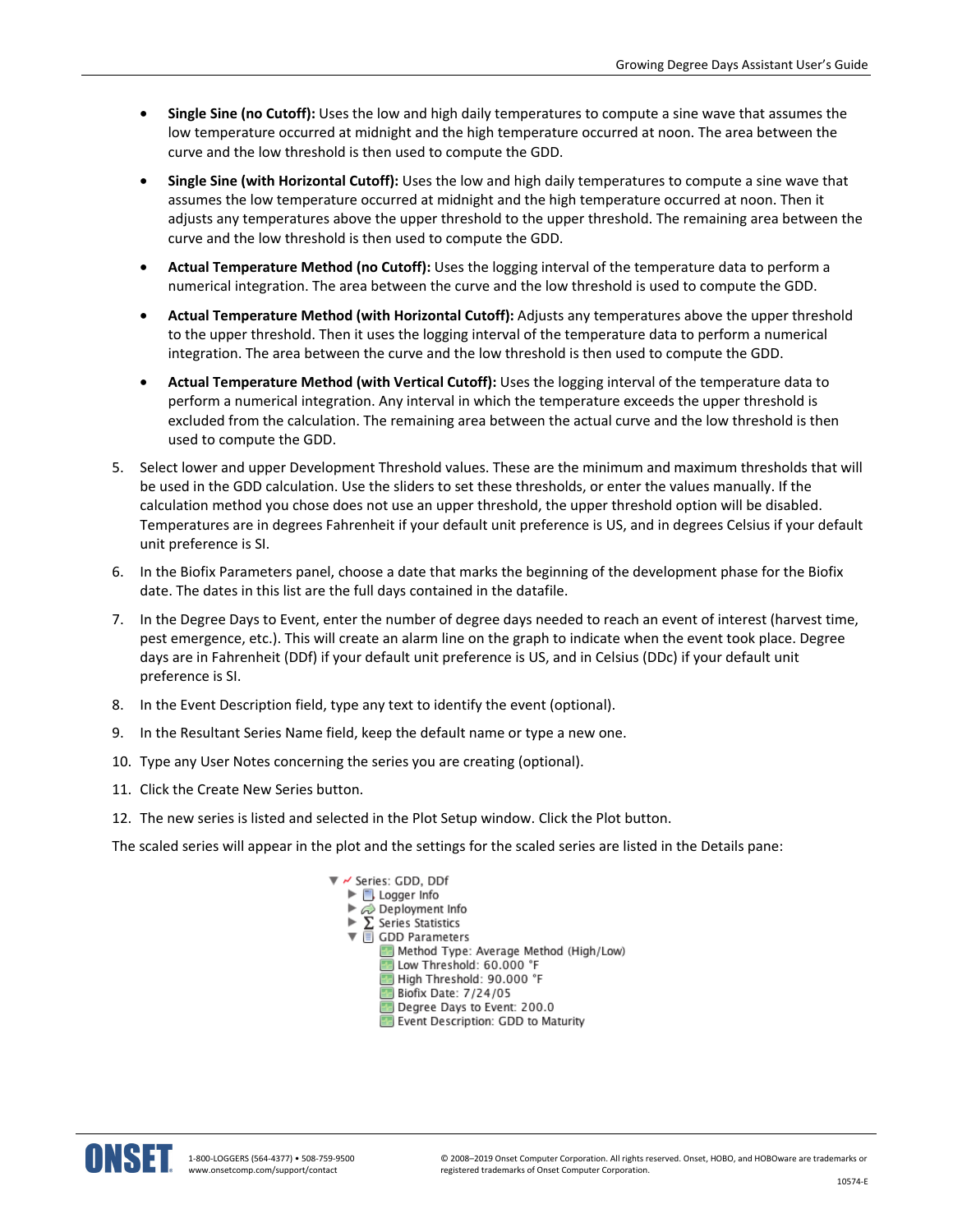- **Single Sine (no Cutoff):** Uses the low and high daily temperatures to compute a sine wave that assumes the low temperature occurred at midnight and the high temperature occurred at noon. The area between the curve and the low threshold is then used to compute the GDD.
- **Single Sine (with Horizontal Cutoff):** Uses the low and high daily temperatures to compute a sine wave that assumes the low temperature occurred at midnight and the high temperature occurred at noon. Then it adjusts any temperatures above the upper threshold to the upper threshold. The remaining area between the curve and the low threshold is then used to compute the GDD.
- **Actual Temperature Method (no Cutoff):** Uses the logging interval of the temperature data to perform a numerical integration. The area between the curve and the low threshold is used to compute the GDD.
- **Actual Temperature Method (with Horizontal Cutoff):** Adjusts any temperatures above the upper threshold to the upper threshold. Then it uses the logging interval of the temperature data to perform a numerical integration. The area between the curve and the low threshold is then used to compute the GDD.
- **Actual Temperature Method (with Vertical Cutoff):** Uses the logging interval of the temperature data to perform a numerical integration. Any interval in which the temperature exceeds the upper threshold is excluded from the calculation. The remaining area between the actual curve and the low threshold is then used to compute the GDD.

5. Select lower and upper Development Threshold values. These are the minimum and maximum thresholds that will be used in the GDD calculation. Use the sliders to set these thresholds, or enter the values manually. If the calculation method you chose does not use an upper threshold, the upper threshold option will be disabled. Temperatures are in degrees Fahrenheit if your default unit preference is US, and in degrees Celsius if your default unit preference is SI.
6. In the Biofix Parameters panel, choose a date that marks the beginning of the development phase for the Biofix date. The dates in this list are the full days contained in the datafile.
7. In the Degree Days to Event, enter the number of degree days needed to reach an event of interest (harvest time, pest emergence, etc.). This will create an alarm line on the graph to indicate when the event took place. Degree days are in Fahrenheit (DDf) if your default unit preference is US, and in Celsius (DDc) if your default unit preference is SI.
8. In the Event Description field, type any text to identify the event (optional).
9. In the Resultant Series Name field, keep the default name or type a new one.
10. Type any User Notes concerning the series you are creating (optional).
11. Click the Create New Series button.
12. The new series is listed and selected in the Plot Setup window. Click the Plot button.

The scaled series will appear in the plot and the settings for the scaled series are listed in the Details pane:

```
▼ Series: GDD, DDf
  ▶ Logger Info
  ▶ Deployment Info
  ▶ Series Statistics
  ▼ GDD Parameters
      Method Type: Average Method (High/Low)
      Low Threshold: 60.000 °F
      High Threshold: 90.000 °F
      Biofix Date: 7/24/05
      Degree Days to Event: 200.0
      Event Description: GDD to Maturity
```